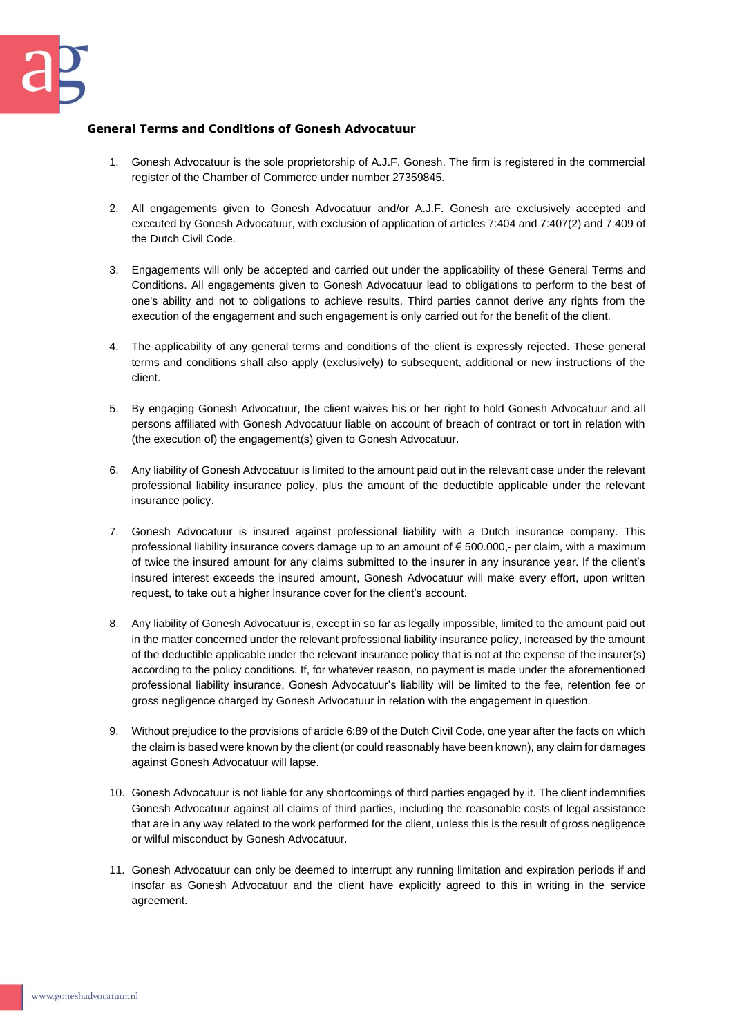**General Terms and Conditions of Gonesh Advocatuur**

1. Gonesh Advocatuur is the sole proprietorship of A.J.F. Gonesh. The firm is registered in the commercial register of the Chamber of Commerce under number 27359845.

2. All engagements given to Gonesh Advocatuur and/or A.J.F. Gonesh are exclusively accepted and executed by Gonesh Advocatuur, with exclusion of application of articles 7:404 and 7:407(2) and 7:409 of the Dutch Civil Code.

3. Engagements will only be accepted and carried out under the applicability of these General Terms and Conditions. All engagements given to Gonesh Advocatuur lead to obligations to perform to the best of one's ability and not to obligations to achieve results. Third parties cannot derive any rights from the execution of the engagement and such engagement is only carried out for the benefit of the client.

4. The applicability of any general terms and conditions of the client is expressly rejected. These general terms and conditions shall also apply (exclusively) to subsequent, additional or new instructions of the client.

5. By engaging Gonesh Advocatuur, the client waives his or her right to hold Gonesh Advocatuur and all persons affiliated with Gonesh Advocatuur liable on account of breach of contract or tort in relation with (the execution of) the engagement(s) given to Gonesh Advocatuur.

6. Any liability of Gonesh Advocatuur is limited to the amount paid out in the relevant case under the relevant professional liability insurance policy, plus the amount of the deductible applicable under the relevant insurance policy.

7. Gonesh Advocatuur is insured against professional liability with a Dutch insurance company. This professional liability insurance covers damage up to an amount of € 500.000,- per claim, with a maximum of twice the insured amount for any claims submitted to the insurer in any insurance year. If the client's insured interest exceeds the insured amount, Gonesh Advocatuur will make every effort, upon written request, to take out a higher insurance cover for the client's account.

8. Any liability of Gonesh Advocatuur is, except in so far as legally impossible, limited to the amount paid out in the matter concerned under the relevant professional liability insurance policy, increased by the amount of the deductible applicable under the relevant insurance policy that is not at the expense of the insurer(s) according to the policy conditions. If, for whatever reason, no payment is made under the aforementioned professional liability insurance, Gonesh Advocatuur's liability will be limited to the fee, retention fee or gross negligence charged by Gonesh Advocatuur in relation with the engagement in question.

9. Without prejudice to the provisions of article 6:89 of the Dutch Civil Code, one year after the facts on which the claim is based were known by the client (or could reasonably have been known), any claim for damages against Gonesh Advocatuur will lapse.

10. Gonesh Advocatuur is not liable for any shortcomings of third parties engaged by it. The client indemnifies Gonesh Advocatuur against all claims of third parties, including the reasonable costs of legal assistance that are in any way related to the work performed for the client, unless this is the result of gross negligence or wilful misconduct by Gonesh Advocatuur.

11. Gonesh Advocatuur can only be deemed to interrupt any running limitation and expiration periods if and insofar as Gonesh Advocatuur and the client have explicitly agreed to this in writing in the service agreement.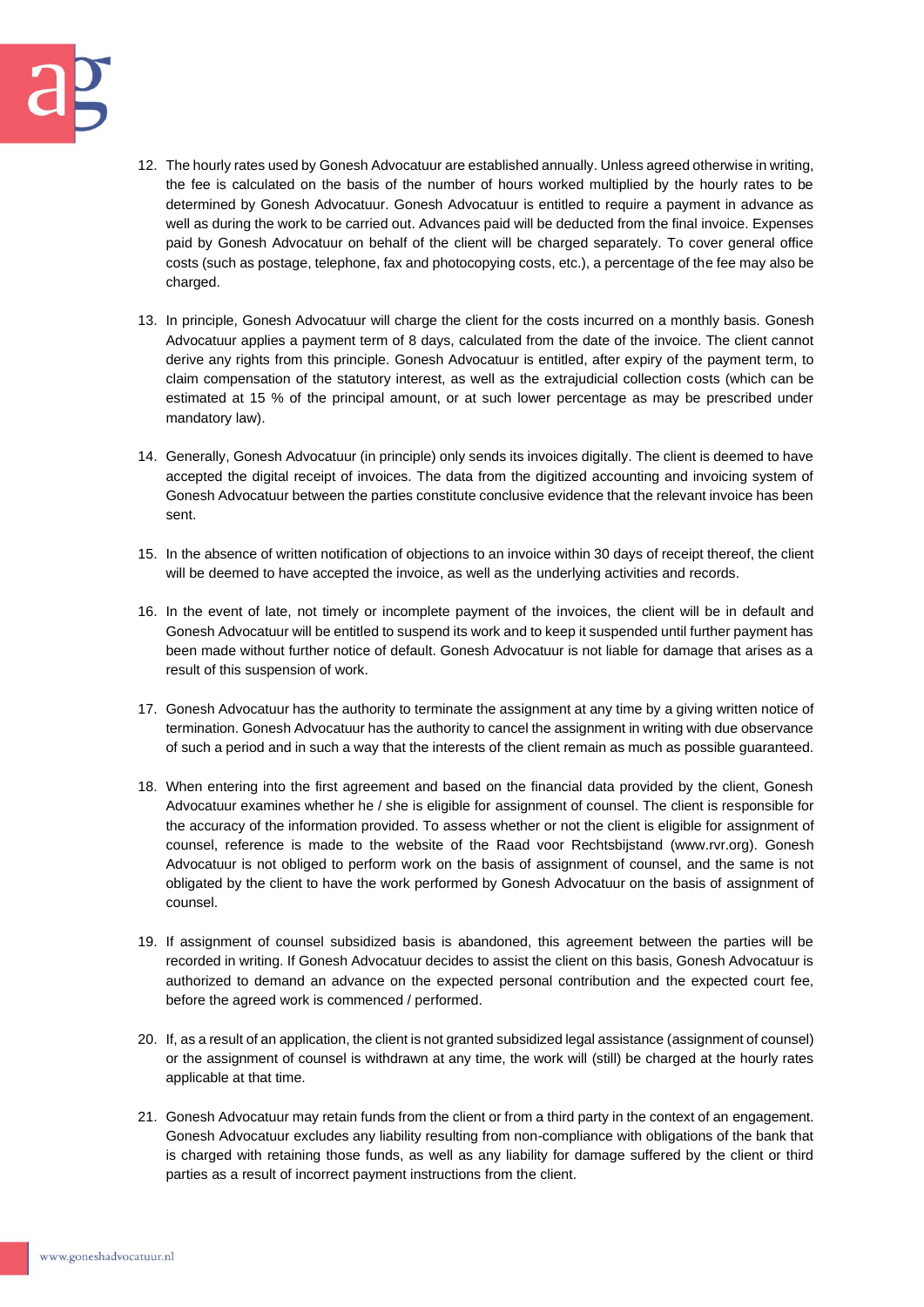12. The hourly rates used by Gonesh Advocatuur are established annually. Unless agreed otherwise in writing, the fee is calculated on the basis of the number of hours worked multiplied by the hourly rates to be determined by Gonesh Advocatuur. Gonesh Advocatuur is entitled to require a payment in advance as well as during the work to be carried out. Advances paid will be deducted from the final invoice. Expenses paid by Gonesh Advocatuur on behalf of the client will be charged separately. To cover general office costs (such as postage, telephone, fax and photocopying costs, etc.), a percentage of the fee may also be charged.

13. In principle, Gonesh Advocatuur will charge the client for the costs incurred on a monthly basis. Gonesh Advocatuur applies a payment term of 8 days, calculated from the date of the invoice. The client cannot derive any rights from this principle. Gonesh Advocatuur is entitled, after expiry of the payment term, to claim compensation of the statutory interest, as well as the extrajudicial collection costs (which can be estimated at 15 % of the principal amount, or at such lower percentage as may be prescribed under mandatory law).

14. Generally, Gonesh Advocatuur (in principle) only sends its invoices digitally. The client is deemed to have accepted the digital receipt of invoices. The data from the digitized accounting and invoicing system of Gonesh Advocatuur between the parties constitute conclusive evidence that the relevant invoice has been sent.

15. In the absence of written notification of objections to an invoice within 30 days of receipt thereof, the client will be deemed to have accepted the invoice, as well as the underlying activities and records.

16. In the event of late, not timely or incomplete payment of the invoices, the client will be in default and Gonesh Advocatuur will be entitled to suspend its work and to keep it suspended until further payment has been made without further notice of default. Gonesh Advocatuur is not liable for damage that arises as a result of this suspension of work.

17. Gonesh Advocatuur has the authority to terminate the assignment at any time by a giving written notice of termination. Gonesh Advocatuur has the authority to cancel the assignment in writing with due observance of such a period and in such a way that the interests of the client remain as much as possible guaranteed.

18. When entering into the first agreement and based on the financial data provided by the client, Gonesh Advocatuur examines whether he / she is eligible for assignment of counsel. The client is responsible for the accuracy of the information provided. To assess whether or not the client is eligible for assignment of counsel, reference is made to the website of the Raad voor Rechtsbijstand (www.rvr.org). Gonesh Advocatuur is not obliged to perform work on the basis of assignment of counsel, and the same is not obligated by the client to have the work performed by Gonesh Advocatuur on the basis of assignment of counsel.

19. If assignment of counsel subsidized basis is abandoned, this agreement between the parties will be recorded in writing. If Gonesh Advocatuur decides to assist the client on this basis, Gonesh Advocatuur is authorized to demand an advance on the expected personal contribution and the expected court fee, before the agreed work is commenced / performed.

20. If, as a result of an application, the client is not granted subsidized legal assistance (assignment of counsel) or the assignment of counsel is withdrawn at any time, the work will (still) be charged at the hourly rates applicable at that time.

21. Gonesh Advocatuur may retain funds from the client or from a third party in the context of an engagement. Gonesh Advocatuur excludes any liability resulting from non-compliance with obligations of the bank that is charged with retaining those funds, as well as any liability for damage suffered by the client or third parties as a result of incorrect payment instructions from the client.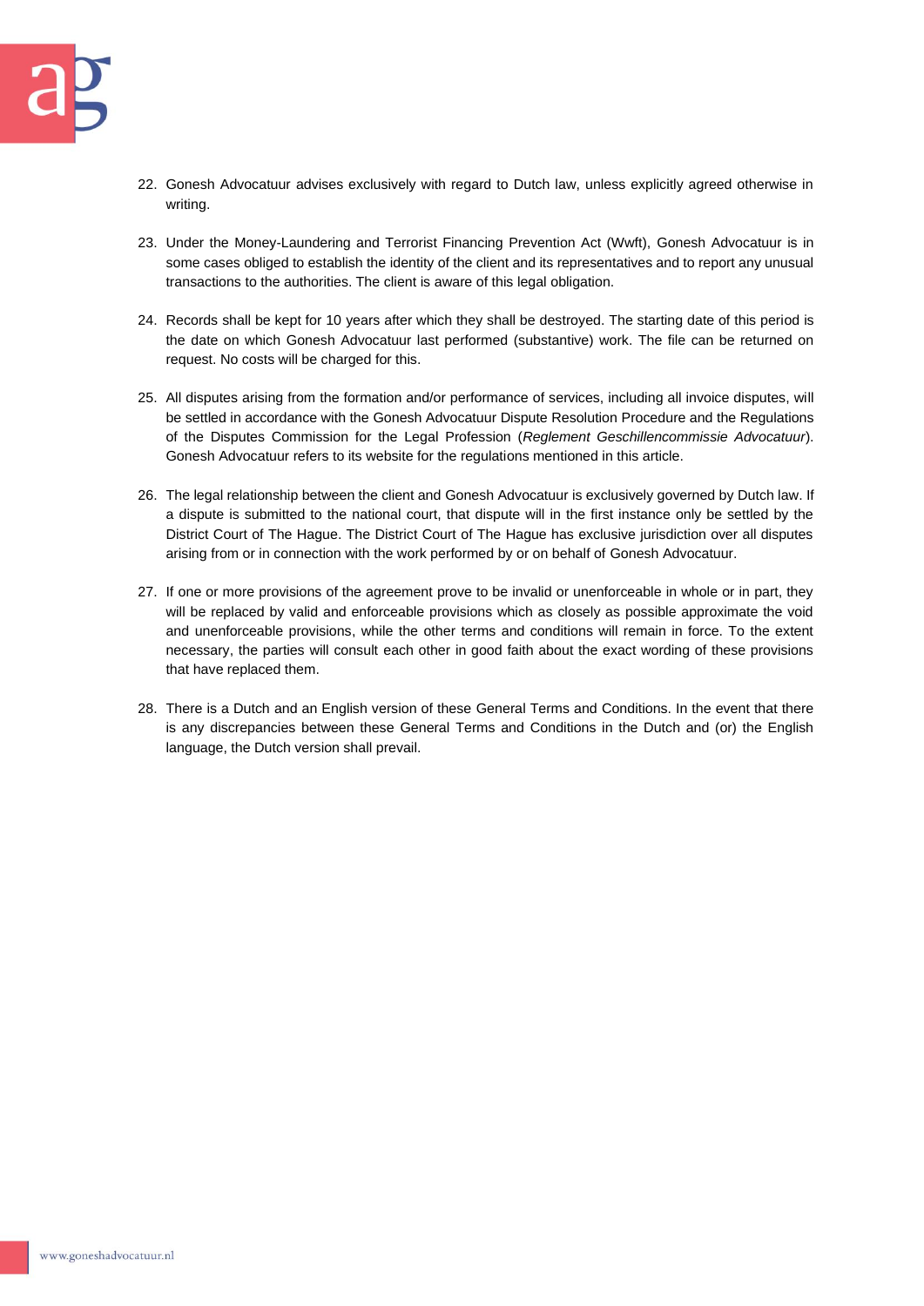22. Gonesh Advocatuur advises exclusively with regard to Dutch law, unless explicitly agreed otherwise in writing.

23. Under the Money-Laundering and Terrorist Financing Prevention Act (Wwft), Gonesh Advocatuur is in some cases obliged to establish the identity of the client and its representatives and to report any unusual transactions to the authorities. The client is aware of this legal obligation.

24. Records shall be kept for 10 years after which they shall be destroyed. The starting date of this period is the date on which Gonesh Advocatuur last performed (substantive) work. The file can be returned on request. No costs will be charged for this.

25. All disputes arising from the formation and/or performance of services, including all invoice disputes, will be settled in accordance with the Gonesh Advocatuur Dispute Resolution Procedure and the Regulations of the Disputes Commission for the Legal Profession (*Reglement Geschillencommissie Advocatuur*). Gonesh Advocatuur refers to its website for the regulations mentioned in this article.

26. The legal relationship between the client and Gonesh Advocatuur is exclusively governed by Dutch law. If a dispute is submitted to the national court, that dispute will in the first instance only be settled by the District Court of The Hague. The District Court of The Hague has exclusive jurisdiction over all disputes arising from or in connection with the work performed by or on behalf of Gonesh Advocatuur.

27. If one or more provisions of the agreement prove to be invalid or unenforceable in whole or in part, they will be replaced by valid and enforceable provisions which as closely as possible approximate the void and unenforceable provisions, while the other terms and conditions will remain in force. To the extent necessary, the parties will consult each other in good faith about the exact wording of these provisions that have replaced them.

28. There is a Dutch and an English version of these General Terms and Conditions. In the event that there is any discrepancies between these General Terms and Conditions in the Dutch and (or) the English language, the Dutch version shall prevail.